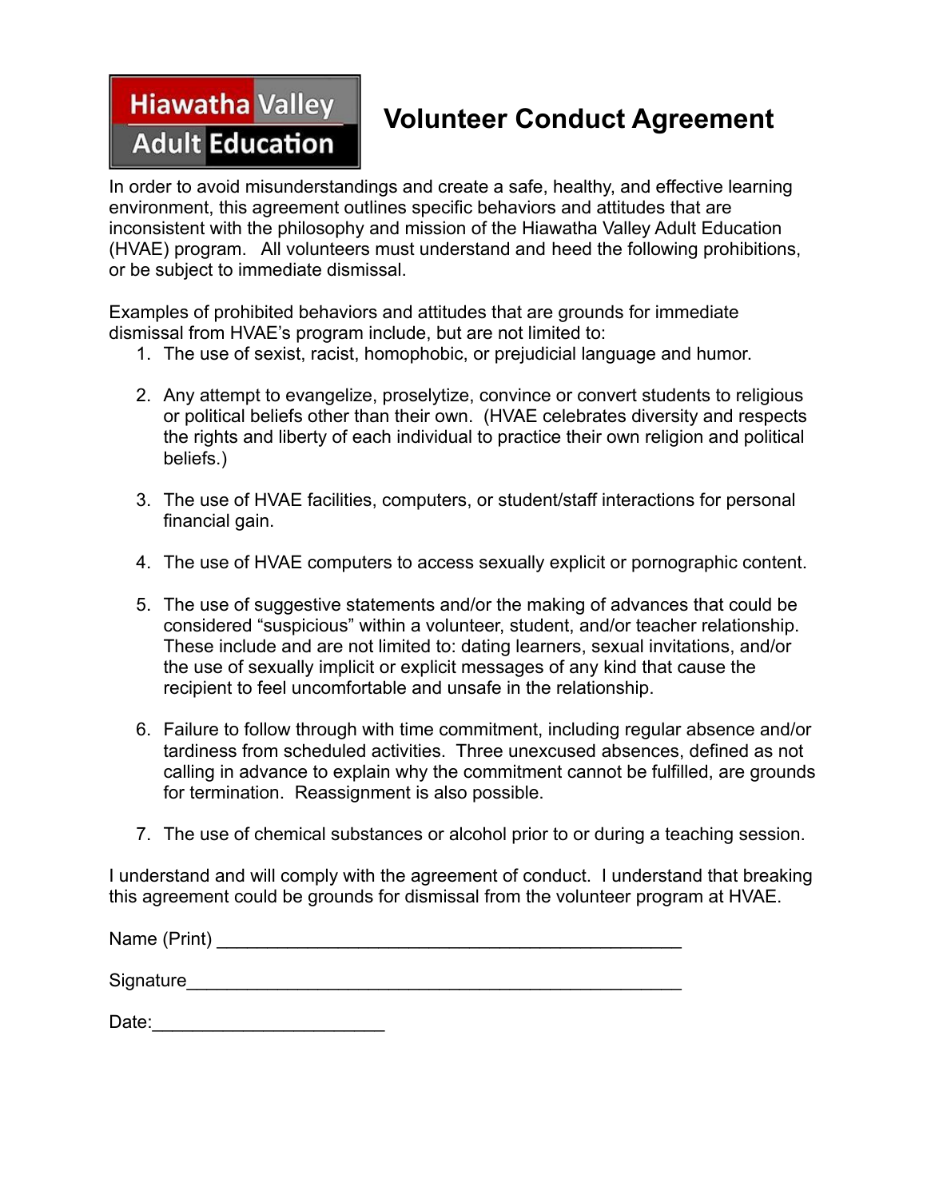**Hiawatha Valley Adult Education**

# Volunteer Conduct Agreement

In order to avoid misunderstandings and create a safe, healthy, and effective learning environment, this agreement outlines specific behaviors and attitudes that are inconsistent with the philosophy and mission of the Hiawatha Valley Adult Education (HVAE) program. All volunteers must understand and heed the following prohibitions, or be subject to immediate dismissal.

Examples of prohibited behaviors and attitudes that are grounds for immediate dismissal from HVAE's program include, but are not limited to:

1. The use of sexist, racist, homophobic, or prejudicial language and humor.

2. Any attempt to evangelize, proselytize, convince or convert students to religious or political beliefs other than their own. (HVAE celebrates diversity and respects the rights and liberty of each individual to practice their own religion and political beliefs.)

3. The use of HVAE facilities, computers, or student/staff interactions for personal financial gain.

4. The use of HVAE computers to access sexually explicit or pornographic content.

5. The use of suggestive statements and/or the making of advances that could be considered "suspicious" within a volunteer, student, and/or teacher relationship. These include and are not limited to: dating learners, sexual invitations, and/or the use of sexually implicit or explicit messages of any kind that cause the recipient to feel uncomfortable and unsafe in the relationship.

6. Failure to follow through with time commitment, including regular absence and/or tardiness from scheduled activities. Three unexcused absences, defined as not calling in advance to explain why the commitment cannot be fulfilled, are grounds for termination. Reassignment is also possible.

7. The use of chemical substances or alcohol prior to or during a teaching session.

I understand and will comply with the agreement of conduct. I understand that breaking this agreement could be grounds for dismissal from the volunteer program at HVAE.

Name (Print) _______________________________________________

Signature___________________________________________________

Date:________________________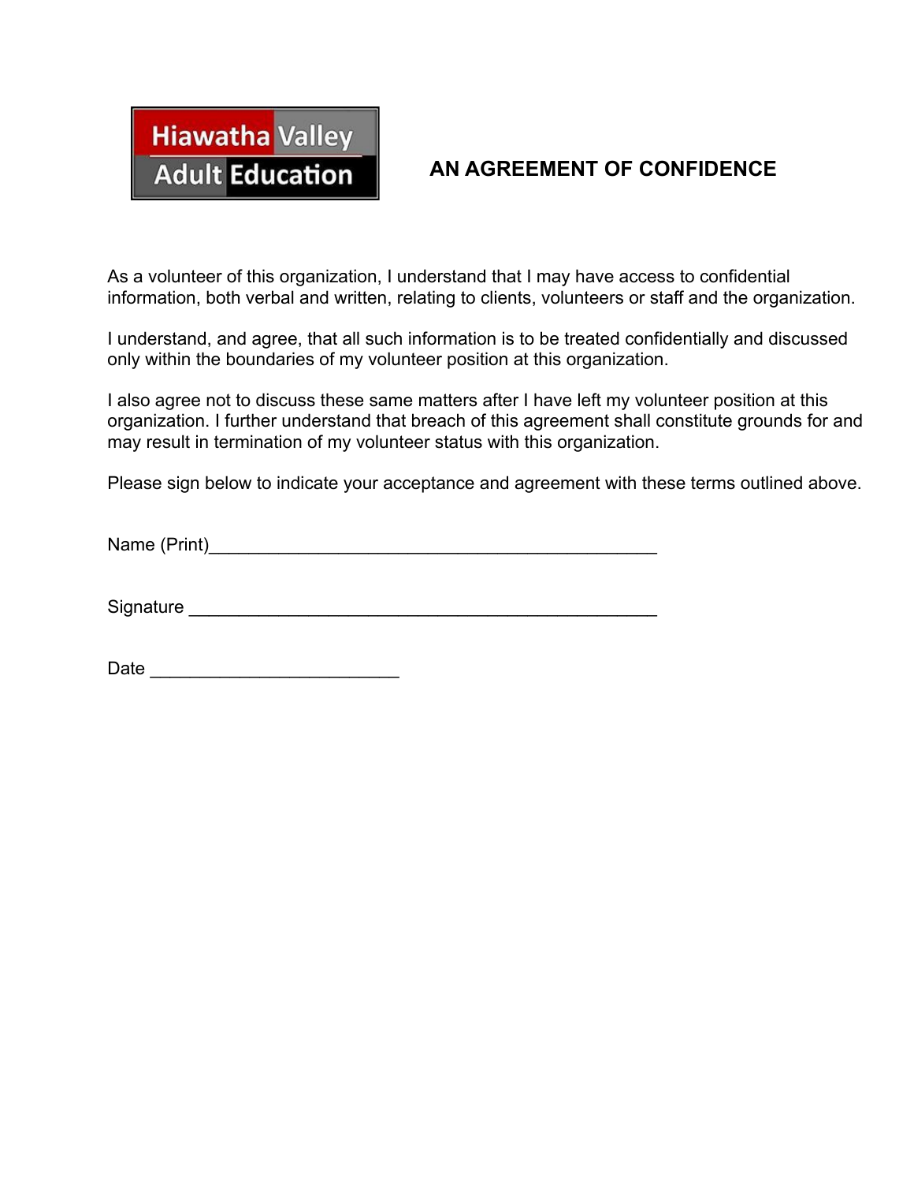Hiawatha Valley Adult Education

# AN AGREEMENT OF CONFIDENCE

As a volunteer of this organization, I understand that I may have access to confidential information, both verbal and written, relating to clients, volunteers or staff and the organization.

I understand, and agree, that all such information is to be treated confidentially and discussed only within the boundaries of my volunteer position at this organization.

I also agree not to discuss these same matters after I have left my volunteer position at this organization. I further understand that breach of this agreement shall constitute grounds for and may result in termination of my volunteer status with this organization.

Please sign below to indicate your acceptance and agreement with these terms outlined above.

Name (Print)_______________________________________________

Signature ________________________________________________

Date __________________________